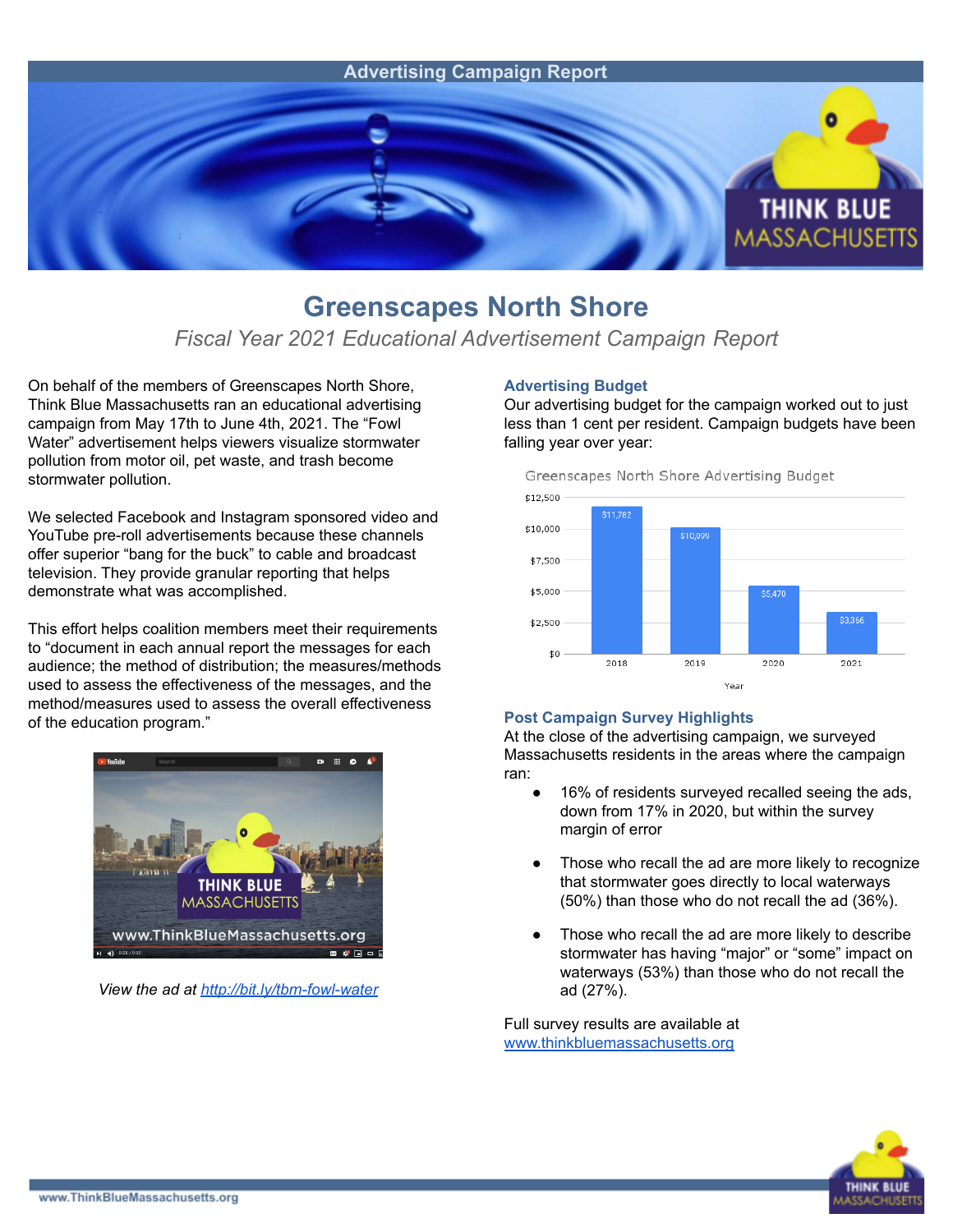Advertising Campaign Report

# Greenscapes North Shore

*Fiscal Year 2021 Educational Advertisement Campaign Report*

On behalf of the members of Greenscapes North Shore, Think Blue Massachusetts ran an educational advertising campaign from May 17th to June 4th, 2021. The "Fowl Water" advertisement helps viewers visualize stormwater pollution from motor oil, pet waste, and trash become stormwater pollution.

We selected Facebook and Instagram sponsored video and YouTube pre-roll advertisements because these channels offer superior "bang for the buck" to cable and broadcast television. They provide granular reporting that helps demonstrate what was accomplished.

This effort helps coalition members meet their requirements to "document in each annual report the messages for each audience; the method of distribution; the measures/methods used to assess the effectiveness of the messages, and the method/measures used to assess the overall effectiveness of the education program."

*View the ad at [http://bit.ly/tbm-fowl-water](http://bit.ly/tbm-fowl-water)*

### Advertising Budget

Our advertising budget for the campaign worked out to just less than 1 cent per resident. Campaign budgets have been falling year over year:

Greenscapes North Shore Advertising Budget

| Year | Budget |
|---|---|
| 2018 | $11,782 |
| 2019 | $10,099 |
| 2020 | $5,470 |
| 2021 | $3,366 |

### Post Campaign Survey Highlights

At the close of the advertising campaign, we surveyed Massachusetts residents in the areas where the campaign ran:

- 16% of residents surveyed recalled seeing the ads, down from 17% in 2020, but within the survey margin of error
- Those who recall the ad are more likely to recognize that stormwater goes directly to local waterways (50%) than those who do not recall the ad (36%).
- Those who recall the ad are more likely to describe stormwater has having "major" or "some" impact on waterways (53%) than those who do not recall the ad (27%).

Full survey results are available at [www.thinkbluemassachusetts.org](http://www.thinkbluemassachusetts.org)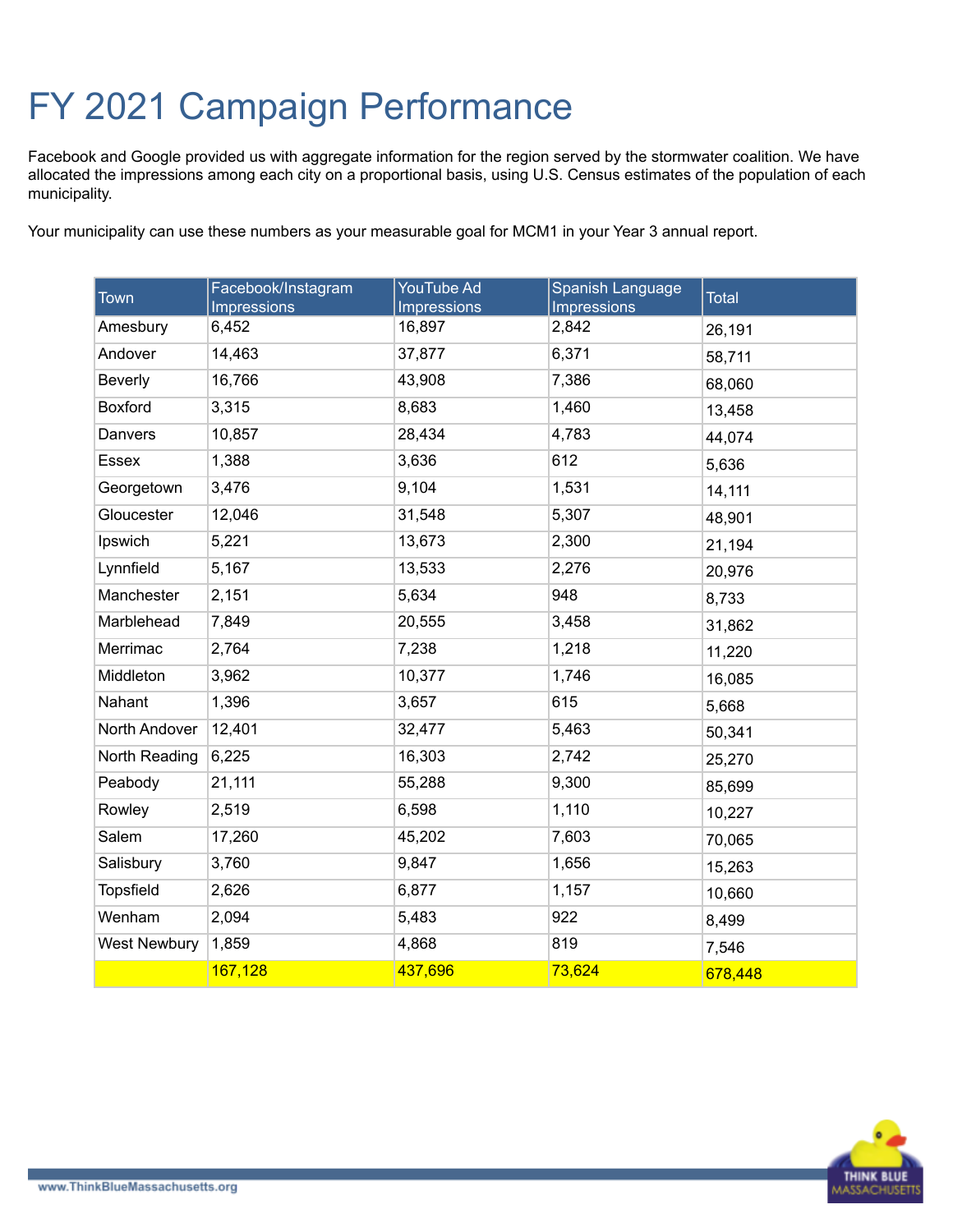# FY 2021 Campaign Performance

Facebook and Google provided us with aggregate information for the region served by the stormwater coalition. We have allocated the impressions among each city on a proportional basis, using U.S. Census estimates of the population of each municipality.

Your municipality can use these numbers as your measurable goal for MCM1 in your Year 3 annual report.

| Town | Facebook/Instagram Impressions | YouTube Ad Impressions | Spanish Language Impressions | Total |
|---|---|---|---|---|
| Amesbury | 6,452 | 16,897 | 2,842 | 26,191 |
| Andover | 14,463 | 37,877 | 6,371 | 58,711 |
| Beverly | 16,766 | 43,908 | 7,386 | 68,060 |
| Boxford | 3,315 | 8,683 | 1,460 | 13,458 |
| Danvers | 10,857 | 28,434 | 4,783 | 44,074 |
| Essex | 1,388 | 3,636 | 612 | 5,636 |
| Georgetown | 3,476 | 9,104 | 1,531 | 14,111 |
| Gloucester | 12,046 | 31,548 | 5,307 | 48,901 |
| Ipswich | 5,221 | 13,673 | 2,300 | 21,194 |
| Lynnfield | 5,167 | 13,533 | 2,276 | 20,976 |
| Manchester | 2,151 | 5,634 | 948 | 8,733 |
| Marblehead | 7,849 | 20,555 | 3,458 | 31,862 |
| Merrimac | 2,764 | 7,238 | 1,218 | 11,220 |
| Middleton | 3,962 | 10,377 | 1,746 | 16,085 |
| Nahant | 1,396 | 3,657 | 615 | 5,668 |
| North Andover | 12,401 | 32,477 | 5,463 | 50,341 |
| North Reading | 6,225 | 16,303 | 2,742 | 25,270 |
| Peabody | 21,111 | 55,288 | 9,300 | 85,699 |
| Rowley | 2,519 | 6,598 | 1,110 | 10,227 |
| Salem | 17,260 | 45,202 | 7,603 | 70,065 |
| Salisbury | 3,760 | 9,847 | 1,656 | 15,263 |
| Topsfield | 2,626 | 6,877 | 1,157 | 10,660 |
| Wenham | 2,094 | 5,483 | 922 | 8,499 |
| West Newbury | 1,859 | 4,868 | 819 | 7,546 |
| | 167,128 | 437,696 | 73,624 | 678,448 |

www.ThinkBlueMassachusetts.org